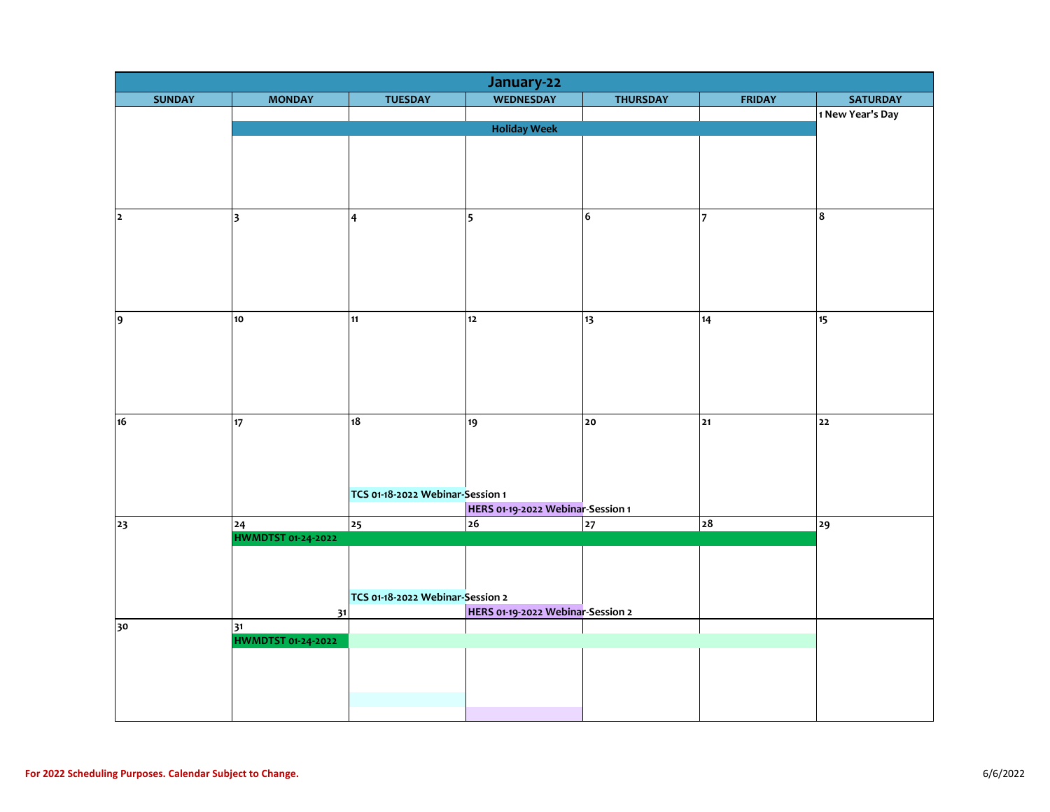# January-22

| SUNDAY | MONDAY | TUESDAY | WEDNESDAY | THURSDAY | FRIDAY | SATURDAY |
|---|---|---|---|---|---|---|
| | Holiday Week | | | | | 1 New Year's Day |
| 2 | 3 | 4 | 5 | 6 | 7 | 8 |
| 9 | 10 | 11 | 12 | 13 | 14 | 15 |
| 16 | 17 | 18 TCS 01-18-2022 Webinar-Session 1 | 19 HERS 01-19-2022 Webinar-Session 1 | 20 | 21 | 22 |
| 23 | 24 HWMDTST 01-24-2022 | 25 TCS 01-18-2022 Webinar-Session 2 | 26 HERS 01-19-2022 Webinar-Session 2 | 27 | 28 | 29 |
| 30 | 31 HWMDTST 01-24-2022 | | | | | |

For 2022 Scheduling Purposes. Calendar Subject to Change.

6/6/2022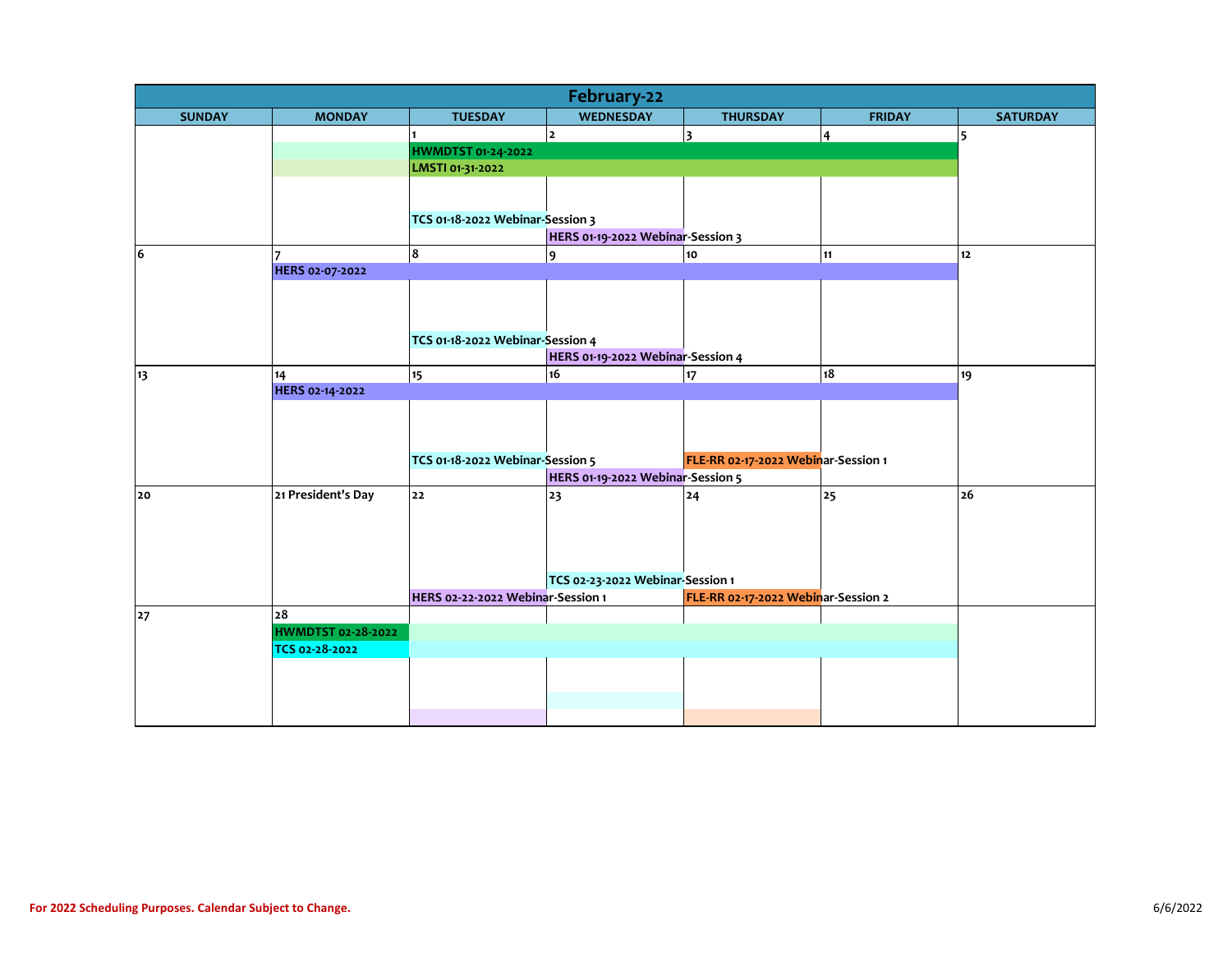# February-22

| SUNDAY | MONDAY | TUESDAY | WEDNESDAY | THURSDAY | FRIDAY | SATURDAY |
|---|---|---|---|---|---|---|
| | | 1<br>HWMDTST 01-24-2022<br>LMSTI 01-31-2022<br>TCS 01-18-2022 Webinar-Session 3 | 2<br>HERS 01-19-2022 Webinar-Session 3 | 3 | 4 | 5 |
| 6 | 7<br>HERS 02-07-2022 | 8<br>TCS 01-18-2022 Webinar-Session 4 | 9<br>HERS 01-19-2022 Webinar-Session 4 | 10 | 11 | 12 |
| 13 | 14<br>HERS 02-14-2022 | 15<br>TCS 01-18-2022 Webinar-Session 5 | 16<br>HERS 01-19-2022 Webinar-Session 5 | 17<br>FLE-RR 02-17-2022 Webinar-Session 1 | 18 | 19 |
| 20 | 21 President's Day | 22<br>HERS 02-22-2022 Webinar-Session 1 | 23<br>TCS 02-23-2022 Webinar-Session 1 | 24<br>FLE-RR 02-17-2022 Webinar-Session 2 | 25 | 26 |
| 27 | 28<br>HWMDTST 02-28-2022<br>TCS 02-28-2022 | | | | | |

For 2022 Scheduling Purposes. Calendar Subject to Change.

6/6/2022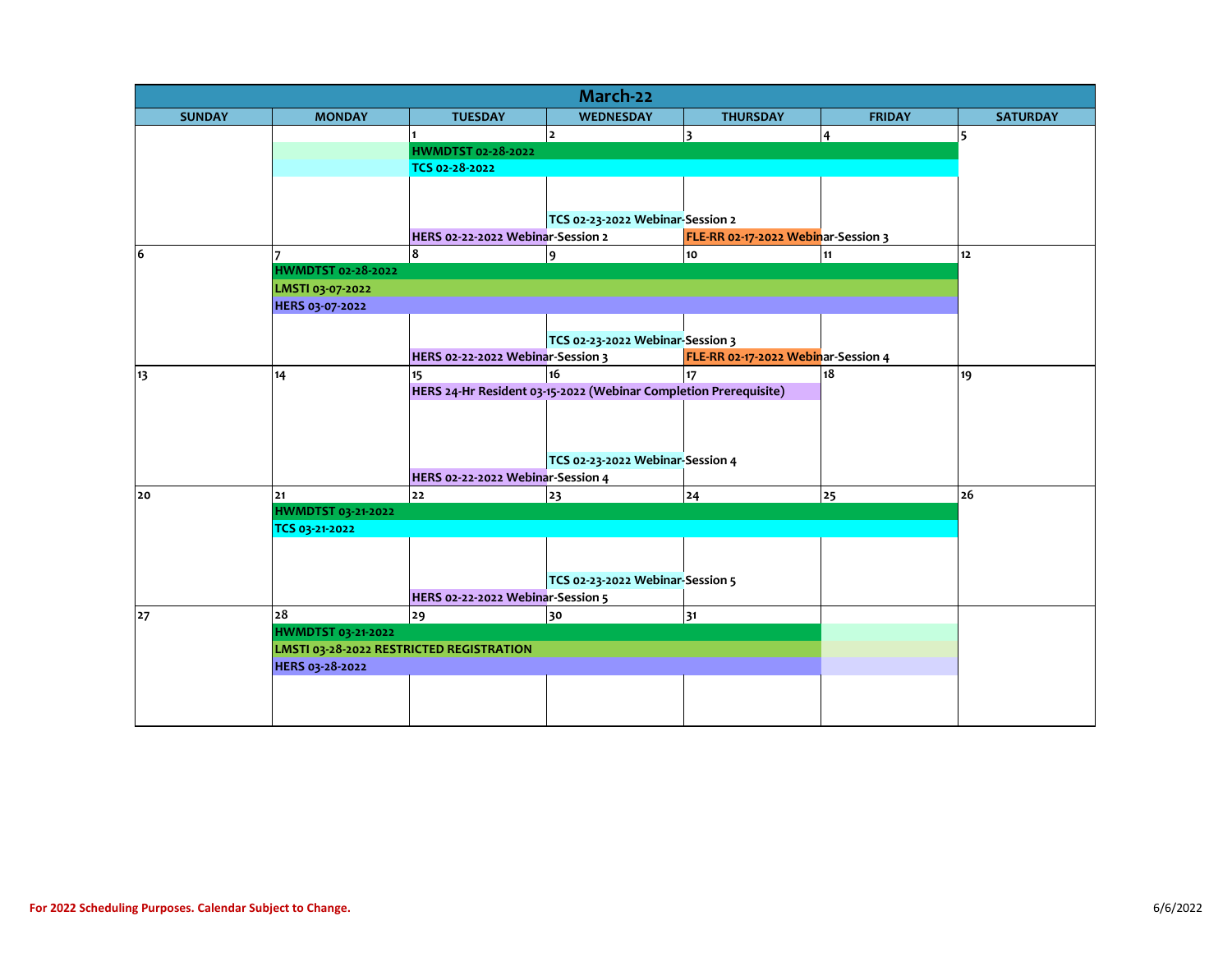# March-22

| SUNDAY | MONDAY | TUESDAY | WEDNESDAY | THURSDAY | FRIDAY | SATURDAY |
|---|---|---|---|---|---|---|
| | | 1<br>HWMDTST 02-28-2022<br>TCS 02-28-2022<br>HERS 02-22-2022 Webinar-Session 2 | 2<br>HWMDTST 02-28-2022<br>TCS 02-28-2022<br>TCS 02-23-2022 Webinar-Session 2 | 3<br>HWMDTST 02-28-2022<br>TCS 02-28-2022<br>FLE-RR 02-17-2022 Webinar-Session 3 | 4<br>HWMDTST 02-28-2022<br>TCS 02-28-2022 | 5 |
| 6 | 7<br>HWMDTST 02-28-2022<br>LMSTI 03-07-2022<br>HERS 03-07-2022 | 8<br>HWMDTST 02-28-2022<br>LMSTI 03-07-2022<br>HERS 03-07-2022<br>HERS 02-22-2022 Webinar-Session 3 | 9<br>HWMDTST 02-28-2022<br>LMSTI 03-07-2022<br>HERS 03-07-2022<br>TCS 02-23-2022 Webinar-Session 3 | 10<br>HWMDTST 02-28-2022<br>LMSTI 03-07-2022<br>HERS 03-07-2022<br>FLE-RR 02-17-2022 Webinar-Session 4 | 11<br>HWMDTST 02-28-2022<br>LMSTI 03-07-2022<br>HERS 03-07-2022 | 12 |
| 13 | 14 | 15<br>HERS 24-Hr Resident 03-15-2022 (Webinar Completion Prerequisite)<br>HERS 02-22-2022 Webinar-Session 4 | 16<br>HERS 24-Hr Resident 03-15-2022 (Webinar Completion Prerequisite)<br>TCS 02-23-2022 Webinar-Session 4 | 17<br>HERS 24-Hr Resident 03-15-2022 (Webinar Completion Prerequisite) | 18 | 19 |
| 20 | 21<br>HWMDTST 03-21-2022<br>TCS 03-21-2022 | 22<br>HWMDTST 03-21-2022<br>TCS 03-21-2022<br>HERS 02-22-2022 Webinar-Session 5 | 23<br>HWMDTST 03-21-2022<br>TCS 03-21-2022<br>TCS 02-23-2022 Webinar-Session 5 | 24<br>HWMDTST 03-21-2022<br>TCS 03-21-2022 | 25<br>HWMDTST 03-21-2022<br>TCS 03-21-2022 | 26 |
| 27 | 28<br>HWMDTST 03-21-2022<br>LMSTI 03-28-2022 RESTRICTED REGISTRATION<br>HERS 03-28-2022 | 29<br>HWMDTST 03-21-2022<br>LMSTI 03-28-2022 RESTRICTED REGISTRATION<br>HERS 03-28-2022 | 30<br>HWMDTST 03-21-2022<br>LMSTI 03-28-2022 RESTRICTED REGISTRATION<br>HERS 03-28-2022 | 31<br>HWMDTST 03-21-2022<br>LMSTI 03-28-2022 RESTRICTED REGISTRATION<br>HERS 03-28-2022 | | |

For 2022 Scheduling Purposes. Calendar Subject to Change.

6/6/2022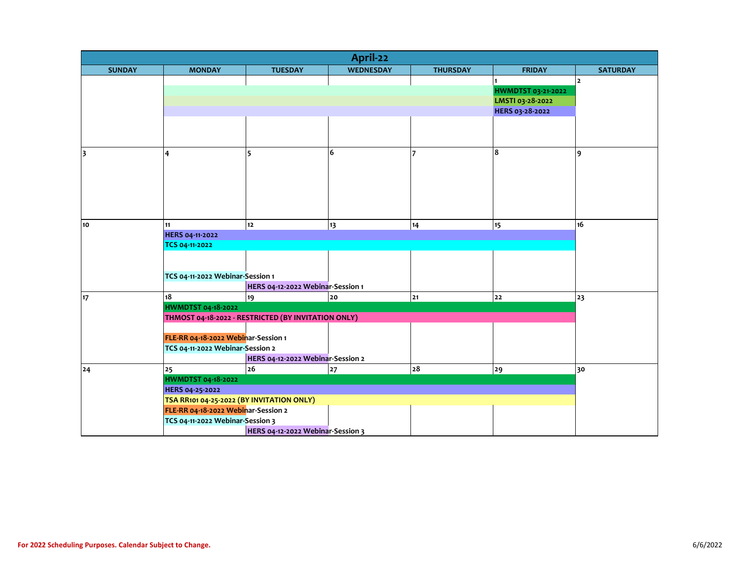# April-22

| SUNDAY | MONDAY | TUESDAY | WEDNESDAY | THURSDAY | FRIDAY | SATURDAY |
|---|---|---|---|---|---|---|
| | | | | | 1<br>HWMDTST 03-21-2022<br>LMSTI 03-28-2022<br>HERS 03-28-2022 | 2 |
| 3 | 4 | 5 | 6 | 7 | 8 | 9 |
| 10 | 11<br>HERS 04-11-2022<br>TCS 04-11-2022<br>TCS 04-11-2022 Webinar-Session 1 | 12<br>HERS 04-12-2022 Webinar-Session 1 | 13 | 14 | 15 | 16 |
| 17 | 18<br>HWMDTST 04-18-2022<br>THMOST 04-18-2022 - RESTRICTED (BY INVITATION ONLY)<br>FLE-RR 04-18-2022 Webinar-Session 1<br>TCS 04-11-2022 Webinar-Session 2 | 19<br>HERS 04-12-2022 Webinar-Session 2 | 20 | 21 | 22 | 23 |
| 24 | 25<br>HWMDTST 04-18-2022<br>HERS 04-25-2022<br>TSA RR101 04-25-2022 (BY INVITATION ONLY)<br>FLE-RR 04-18-2022 Webinar-Session 2<br>TCS 04-11-2022 Webinar-Session 3 | 26<br>HERS 04-12-2022 Webinar-Session 3 | 27 | 28 | 29 | 30 |

For 2022 Scheduling Purposes. Calendar Subject to Change.

6/6/2022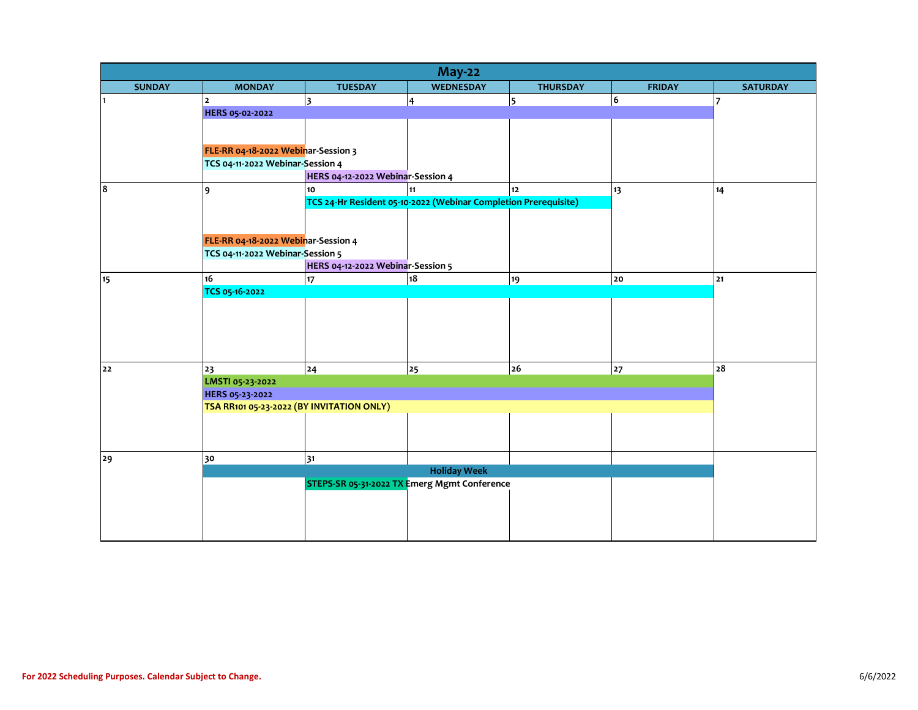# May-22

| SUNDAY | MONDAY | TUESDAY | WEDNESDAY | THURSDAY | FRIDAY | SATURDAY |
|---|---|---|---|---|---|---|
| 1 | 2<br>HERS 05-02-2022<br>FLE-RR 04-18-2022 Webinar-Session 3<br>TCS 04-11-2022 Webinar-Session 4 | 3<br>HERS 04-12-2022 Webinar-Session 4 | 4 | 5 | 6 | 7 |
| 8 | 9<br>FLE-RR 04-18-2022 Webinar-Session 4<br>TCS 04-11-2022 Webinar-Session 5 | 10<br>TCS 24-Hr Resident 05-10-2022 (Webinar Completion Prerequisite)<br>HERS 04-12-2022 Webinar-Session 5 | 11 | 12 | 13 | 14 |
| 15 | 16<br>TCS 05-16-2022 | 17 | 18 | 19 | 20 | 21 |
| 22 | 23<br>LMSTI 05-23-2022<br>HERS 05-23-2022<br>TSA RR101 05-23-2022 (BY INVITATION ONLY) | 24 | 25 | 26 | 27 | 28 |
| 29 | 30<br>Holiday Week | 31<br>STEPS-SR 05-31-2022 TX Emerg Mgmt Conference | | | | |

For 2022 Scheduling Purposes. Calendar Subject to Change.

6/6/2022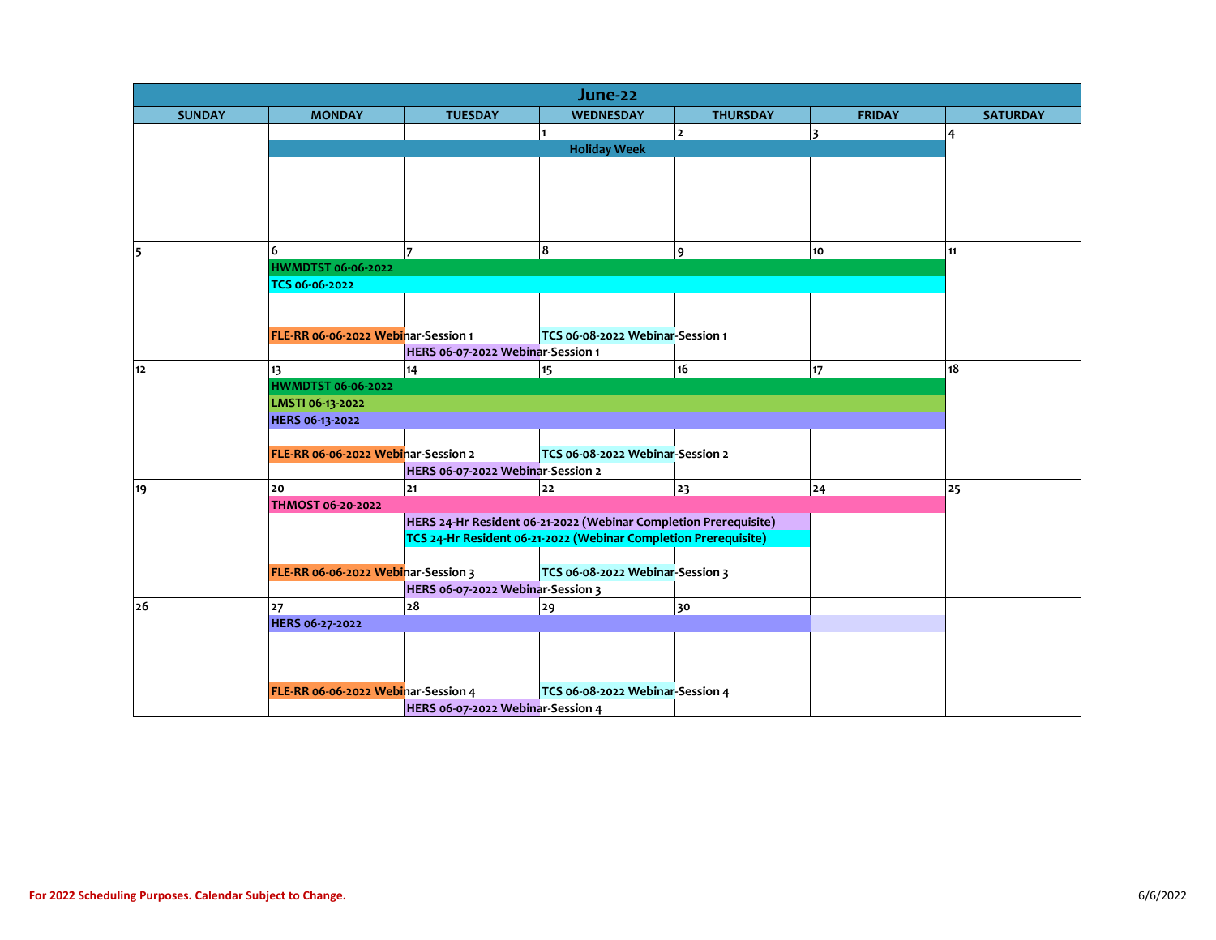# June-22

| SUNDAY | MONDAY | TUESDAY | WEDNESDAY | THURSDAY | FRIDAY | SATURDAY |
|---|---|---|---|---|---|---|
| | | | 1 | 2 | 3 | 4 |
| | Holiday Week | | | | | |
| 5 | 6 | 7 | 8 | 9 | 10 | 11 |
| | HWMDTST 06-06-2022 | | | | | |
| | TCS 06-06-2022 | | | | | |
| | FLE-RR 06-06-2022 Webinar-Session 1 | | TCS 06-08-2022 Webinar-Session 1 | | | |
| | | HERS 06-07-2022 Webinar-Session 1 | | | | |
| 12 | 13 | 14 | 15 | 16 | 17 | 18 |
| | HWMDTST 06-06-2022 | | | | | |
| | LMSTI 06-13-2022 | | | | | |
| | HERS 06-13-2022 | | | | | |
| | FLE-RR 06-06-2022 Webinar-Session 2 | | TCS 06-08-2022 Webinar-Session 2 | | | |
| | | HERS 06-07-2022 Webinar-Session 2 | | | | |
| 19 | 20 | 21 | 22 | 23 | 24 | 25 |
| | THMOST 06-20-2022 | | | | | |
| | | HERS 24-Hr Resident 06-21-2022 (Webinar Completion Prerequisite) | | | | |
| | | TCS 24-Hr Resident 06-21-2022 (Webinar Completion Prerequisite) | | | | |
| | FLE-RR 06-06-2022 Webinar-Session 3 | | TCS 06-08-2022 Webinar-Session 3 | | | |
| | | HERS 06-07-2022 Webinar-Session 3 | | | | |
| 26 | 27 | 28 | 29 | 30 | | |
| | HERS 06-27-2022 | | | | | |
| | FLE-RR 06-06-2022 Webinar-Session 4 | | TCS 06-08-2022 Webinar-Session 4 | | | |
| | | HERS 06-07-2022 Webinar-Session 4 | | | | |

**For 2022 Scheduling Purposes. Calendar Subject to Change.**

6/6/2022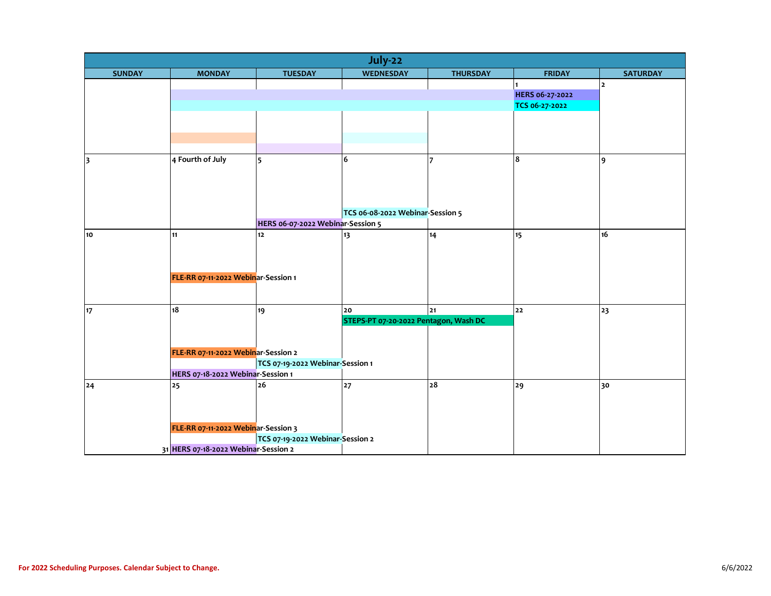# July-22

| SUNDAY | MONDAY | TUESDAY | WEDNESDAY | THURSDAY | FRIDAY | SATURDAY |
|---|---|---|---|---|---|---|
| | | | | | 1<br>HERS 06-27-2022<br>TCS 06-27-2022 | 2 |
| 3 | 4 Fourth of July | 5<br>HERS 06-07-2022 Webinar-Session 5 | 6<br>TCS 06-08-2022 Webinar-Session 5 | 7 | 8 | 9 |
| 10 | 11<br>FLE-RR 07-11-2022 Webinar-Session 1 | 12 | 13 | 14 | 15 | 16 |
| 17 | 18<br>FLE-RR 07-11-2022 Webinar-Session 2<br>HERS 07-18-2022 Webinar-Session 1 | 19<br>TCS 07-19-2022 Webinar-Session 1 | 20<br>STEPS-PT 07-20-2022 Pentagon, Wash DC | 21 | 22 | 23 |
| 24 | 25<br>FLE-RR 07-11-2022 Webinar-Session 3<br>31 HERS 07-18-2022 Webinar-Session 2 | 26<br>TCS 07-19-2022 Webinar-Session 2 | 27 | 28 | 29 | 30 |

**For 2022 Scheduling Purposes. Calendar Subject to Change.**

6/6/2022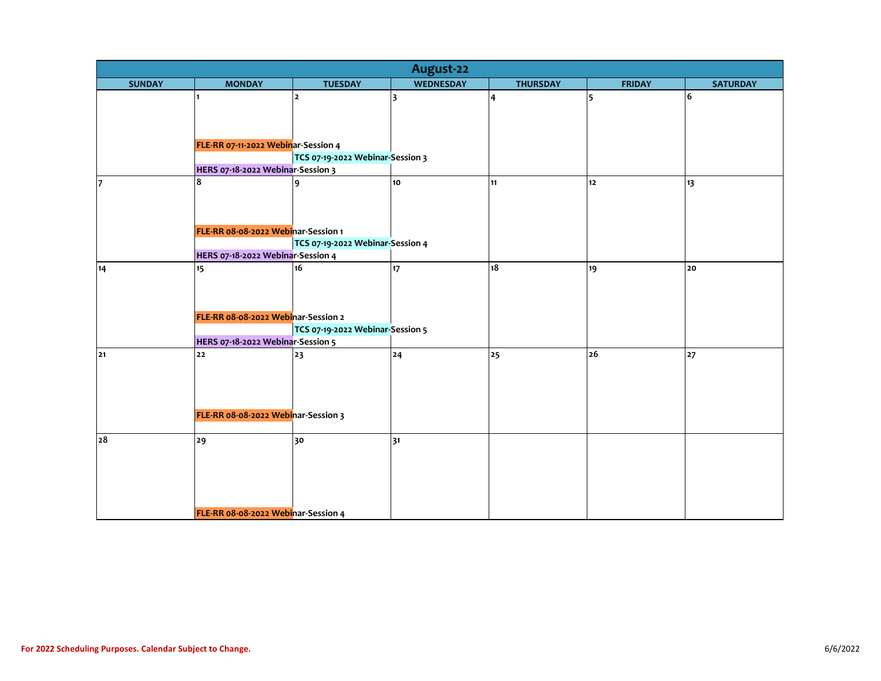# August-22

| SUNDAY | MONDAY | TUESDAY | WEDNESDAY | THURSDAY | FRIDAY | SATURDAY |
|---|---|---|---|---|---|---|
| | 1<br>FLE-RR 07-11-2022 Webinar-Session 4<br>HERS 07-18-2022 Webinar-Session 3 | 2<br>TCS 07-19-2022 Webinar-Session 3 | 3 | 4 | 5 | 6 |
| 7 | 8<br>FLE-RR 08-08-2022 Webinar-Session 1<br>HERS 07-18-2022 Webinar-Session 4 | 9<br>TCS 07-19-2022 Webinar-Session 4 | 10 | 11 | 12 | 13 |
| 14 | 15<br>FLE-RR 08-08-2022 Webinar-Session 2<br>HERS 07-18-2022 Webinar-Session 5 | 16<br>TCS 07-19-2022 Webinar-Session 5 | 17 | 18 | 19 | 20 |
| 21 | 22<br>FLE-RR 08-08-2022 Webinar-Session 3 | 23 | 24 | 25 | 26 | 27 |
| 28 | 29<br>FLE-RR 08-08-2022 Webinar-Session 4 | 30 | 31 | | | |

For 2022 Scheduling Purposes. Calendar Subject to Change.

6/6/2022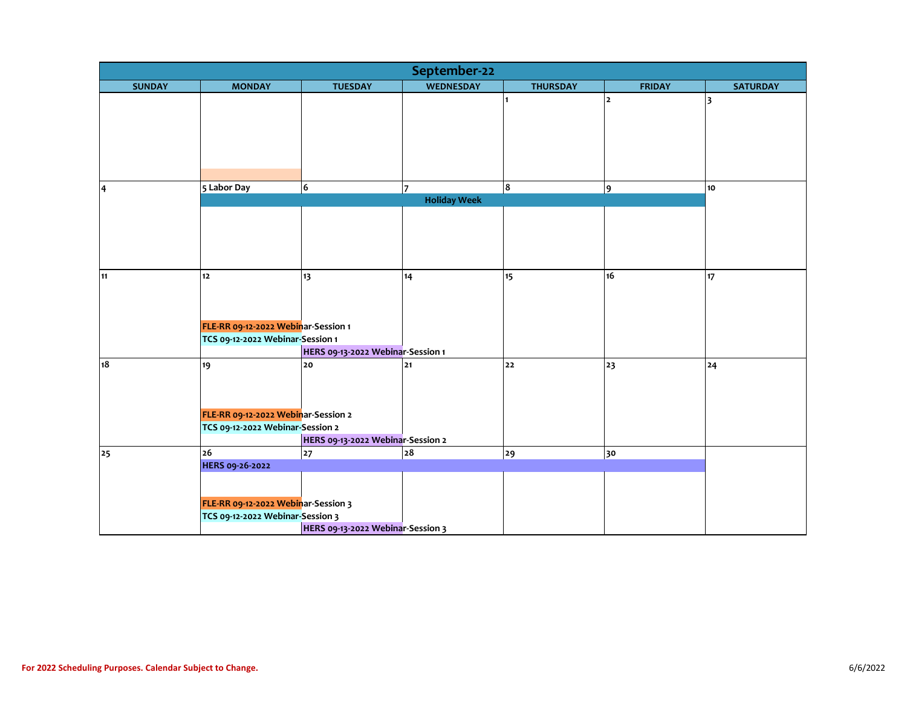# September-22

| SUNDAY | MONDAY | TUESDAY | WEDNESDAY | THURSDAY | FRIDAY | SATURDAY |
|---|---|---|---|---|---|---|
| | | | | 1 | 2 | 3 |
| 4 | 5 Labor Day<br>Holiday Week | 6<br>Holiday Week | 7<br>Holiday Week | 8<br>Holiday Week | 9<br>Holiday Week | 10 |
| 11 | 12<br>FLE-RR 09-12-2022 Webinar-Session 1<br>TCS 09-12-2022 Webinar-Session 1 | 13<br>HERS 09-13-2022 Webinar-Session 1 | 14 | 15 | 16 | 17 |
| 18 | 19<br>FLE-RR 09-12-2022 Webinar-Session 2<br>TCS 09-12-2022 Webinar-Session 2 | 20<br>HERS 09-13-2022 Webinar-Session 2 | 21 | 22 | 23 | 24 |
| 25 | 26<br>HERS 09-26-2022<br>FLE-RR 09-12-2022 Webinar-Session 3<br>TCS 09-12-2022 Webinar-Session 3 | 27<br>HERS 09-26-2022<br>HERS 09-13-2022 Webinar-Session 3 | 28<br>HERS 09-26-2022 | 29<br>HERS 09-26-2022 | 30<br>HERS 09-26-2022 | |

**For 2022 Scheduling Purposes. Calendar Subject to Change.**

6/6/2022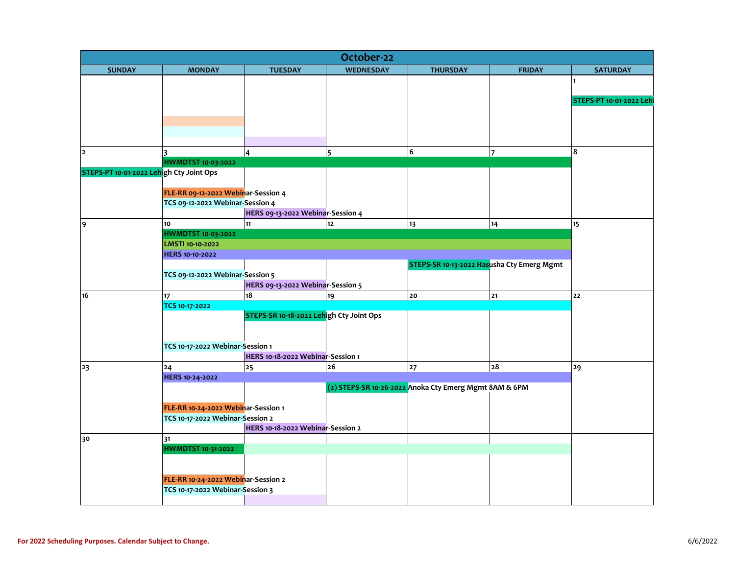# October-22

| SUNDAY | MONDAY | TUESDAY | WEDNESDAY | THURSDAY | FRIDAY | SATURDAY |
|---|---|---|---|---|---|---|
| | | | | | | 1<br>STEPS-PT 10-01-2022 Lehi |
| 2<br>STEPS-PT 10-01-2022 Lehigh Cty Joint Ops | 3<br>HWMDTST 10-03-2022<br>FLE-RR 09-12-2022 Webinar-Session 4<br>TCS 09-12-2022 Webinar-Session 4 | 4<br>HERS 09-13-2022 Webinar-Session 4 | 5 | 6 | 7 | 8 |
| 9 | 10<br>HWMDTST 10-03-2022<br>LMSTI 10-10-2022<br>HERS 10-10-2022<br>TCS 09-12-2022 Webinar-Session 5 | 11<br>HERS 09-13-2022 Webinar-Session 5 | 12 | 13<br>STEPS-SR 10-13-2022 Hasusha Cty Emerg Mgmt | 14 | 15 |
| 16 | 17<br>TCS 10-17-2022<br>TCS 10-17-2022 Webinar-Session 1 | 18<br>STEPS-SR 10-18-2022 Lehigh Cty Joint Ops<br>HERS 10-18-2022 Webinar-Session 1 | 19 | 20 | 21 | 22 |
| 23 | 24<br>HERS 10-24-2022<br>FLE-RR 10-24-2022 Webinar-Session 1<br>TCS 10-17-2022 Webinar-Session 2 | 25<br>HERS 10-18-2022 Webinar-Session 2 | 26<br>(2) STEPS-SR 10-26-2022 Anoka Cty Emerg Mgmt 8AM & 6PM | 27 | 28 | 29 |
| 30 | 31<br>HWMDTST 10-31-2022<br>FLE-RR 10-24-2022 Webinar-Session 2<br>TCS 10-17-2022 Webinar-Session 3 | | | | | |

For 2022 Scheduling Purposes. Calendar Subject to Change.

6/6/2022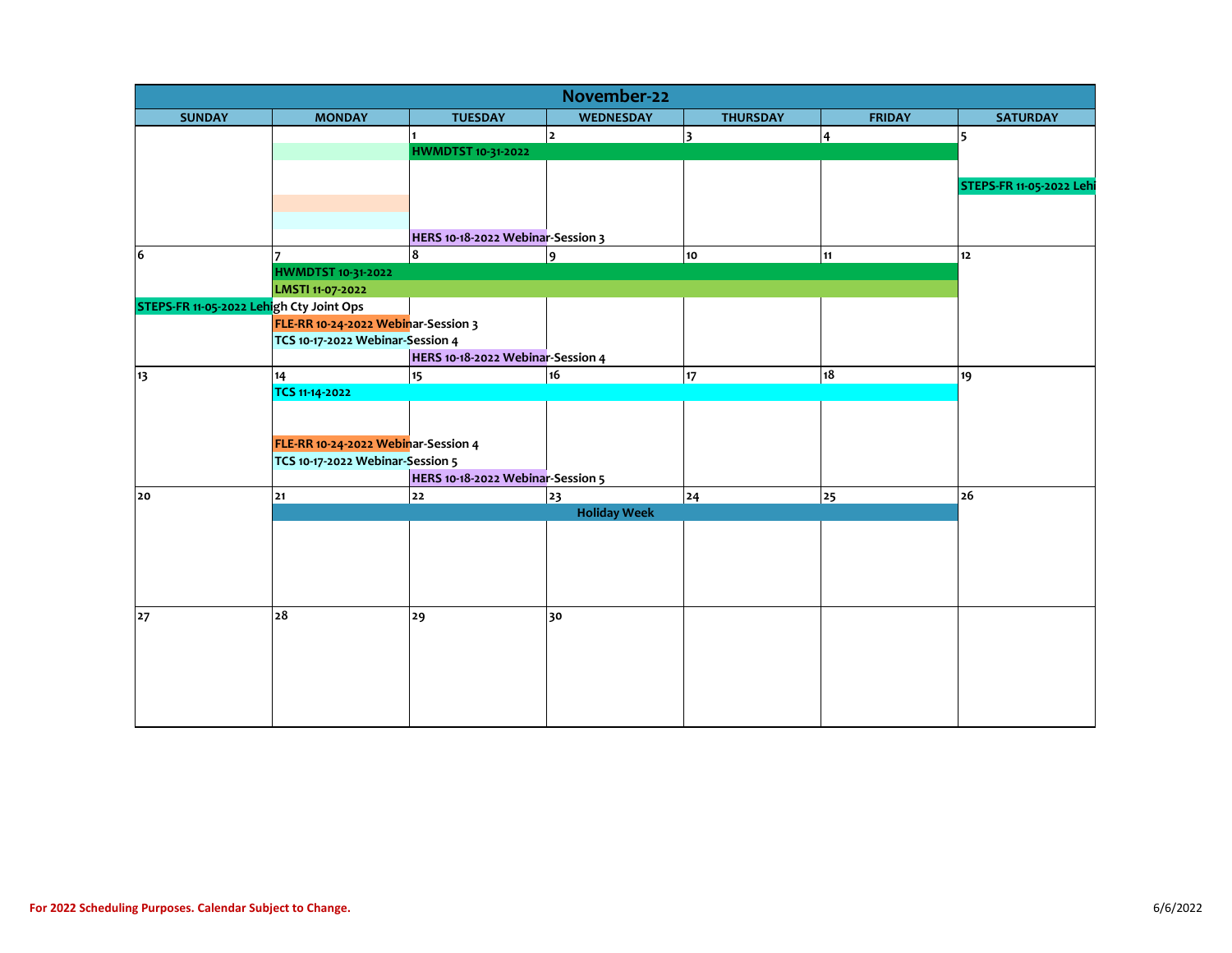# November-22

| SUNDAY | MONDAY | TUESDAY | WEDNESDAY | THURSDAY | FRIDAY | SATURDAY |
|---|---|---|---|---|---|---|
| | | 1<br>HWMDTST 10-31-2022<br>HERS 10-18-2022 Webinar-Session 3 | 2 | 3 | 4 | 5<br>STEPS-FR 11-05-2022 Lehi |
| 6<br>STEPS-FR 11-05-2022 Lehigh Cty Joint Ops | 7<br>HWMDTST 10-31-2022<br>LMSTI 11-07-2022<br>FLE-RR 10-24-2022 Webinar-Session 3<br>TCS 10-17-2022 Webinar-Session 4 | 8<br>HERS 10-18-2022 Webinar-Session 4 | 9 | 10 | 11 | 12 |
| 13 | 14<br>TCS 11-14-2022<br>FLE-RR 10-24-2022 Webinar-Session 4<br>TCS 10-17-2022 Webinar-Session 5 | 15<br>HERS 10-18-2022 Webinar-Session 5 | 16 | 17 | 18 | 19 |
| 20 | 21 | 22 | 23<br>Holiday Week | 24 | 25 | 26 |
| 27 | 28 | 29 | 30 | | | |

For 2022 Scheduling Purposes. Calendar Subject to Change.

6/6/2022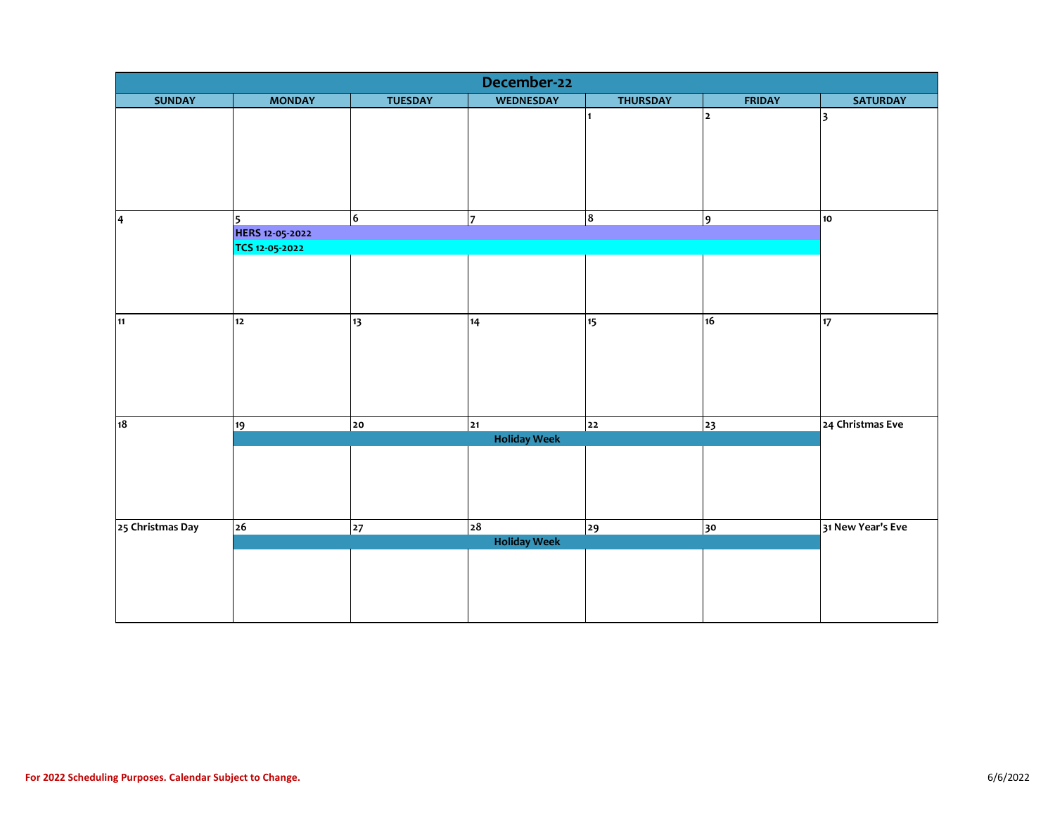# December-22

| SUNDAY | MONDAY | TUESDAY | WEDNESDAY | THURSDAY | FRIDAY | SATURDAY |
|---|---|---|---|---|---|---|
| | | | | 1 | 2 | 3 |
| 4 | 5 HERS 12-05-2022 TCS 12-05-2022 | 6 | 7 | 8 | 9 | 10 |
| 11 | 12 | 13 | 14 | 15 | 16 | 17 |
| 18 | 19 Holiday Week | 20 | 21 | 22 | 23 | 24 Christmas Eve |
| 25 Christmas Day | 26 Holiday Week | 27 | 28 | 29 | 30 | 31 New Year's Eve |

For 2022 Scheduling Purposes. Calendar Subject to Change.

6/6/2022